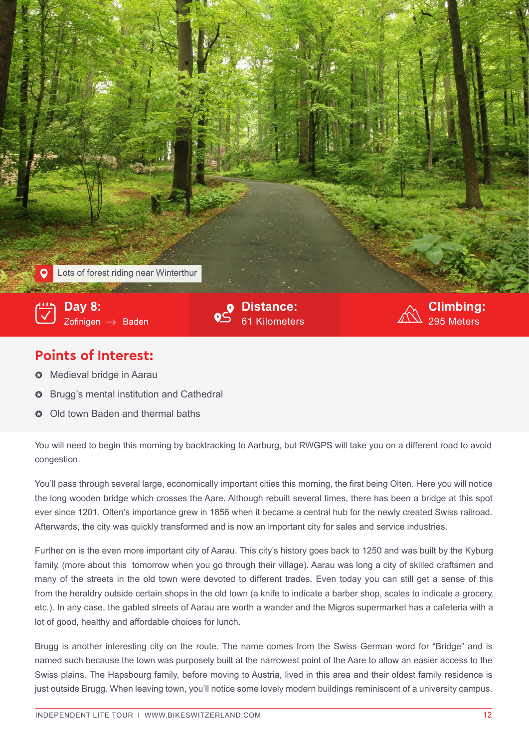Lots of forest riding near Winterthur

**Day 8:** Zofingen → Baden

**Distance:** 61 Kilometers

**Climbing:** 295 Meters

## Points of Interest:

- Medieval bridge in Aarau
- Brugg's mental institution and Cathedral
- Old town Baden and thermal baths

You will need to begin this morning by backtracking to Aarburg, but RWGPS will take you on a different road to avoid congestion.

You'll pass through several large, economically important cities this morning, the first being Olten. Here you will notice the long wooden bridge which crosses the Aare. Although rebuilt several times, there has been a bridge at this spot ever since 1201. Olten's importance grew in 1856 when it became a central hub for the newly created Swiss railroad. Afterwards, the city was quickly transformed and is now an important city for sales and service industries.

Further on is the even more important city of Aarau. This city's history goes back to 1250 and was built by the Kyburg family, (more about this tomorrow when you go through their village). Aarau was long a city of skilled craftsmen and many of the streets in the old town were devoted to different trades. Even today you can still get a sense of this from the heraldry outside certain shops in the old town (a knife to indicate a barber shop, scales to indicate a grocery, etc.). In any case, the gabled streets of Aarau are worth a wander and the Migros supermarket has a cafeteria with a lot of good, healthy and affordable choices for lunch.

Brugg is another interesting city on the route. The name comes from the Swiss German word for "Bridge" and is named such because the town was purposely built at the narrowest point of the Aare to allow an easier access to the Swiss plains. The Hapsbourg family, before moving to Austria, lived in this area and their oldest family residence is just outside Brugg. When leaving town, you'll notice some lovely modern buildings reminiscent of a university campus.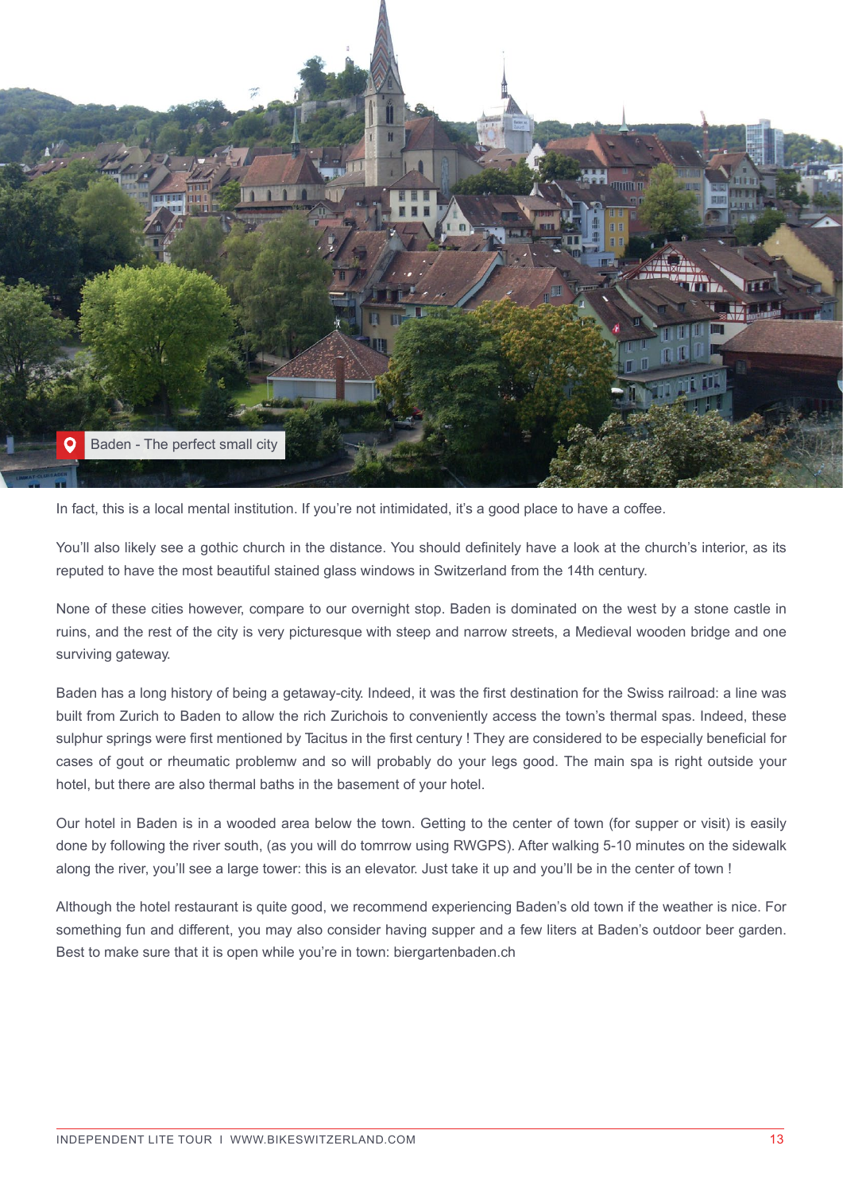Baden - The perfect small city

In fact, this is a local mental institution. If you're not intimidated, it's a good place to have a coffee.

You'll also likely see a gothic church in the distance. You should definitely have a look at the church's interior, as its reputed to have the most beautiful stained glass windows in Switzerland from the 14th century.

None of these cities however, compare to our overnight stop. Baden is dominated on the west by a stone castle in ruins, and the rest of the city is very picturesque with steep and narrow streets, a Medieval wooden bridge and one surviving gateway.

Baden has a long history of being a getaway-city. Indeed, it was the first destination for the Swiss railroad: a line was built from Zurich to Baden to allow the rich Zurichois to conveniently access the town's thermal spas. Indeed, these sulphur springs were first mentioned by Tacitus in the first century ! They are considered to be especially beneficial for cases of gout or rheumatic problemw and so will probably do your legs good. The main spa is right outside your hotel, but there are also thermal baths in the basement of your hotel.

Our hotel in Baden is in a wooded area below the town. Getting to the center of town (for supper or visit) is easily done by following the river south, (as you will do tomrrow using RWGPS). After walking 5-10 minutes on the sidewalk along the river, you'll see a large tower: this is an elevator. Just take it up and you'll be in the center of town !

Although the hotel restaurant is quite good, we recommend experiencing Baden's old town if the weather is nice. For something fun and different, you may also consider having supper and a few liters at Baden's outdoor beer garden. Best to make sure that it is open while you're in town: biergartenbaden.ch